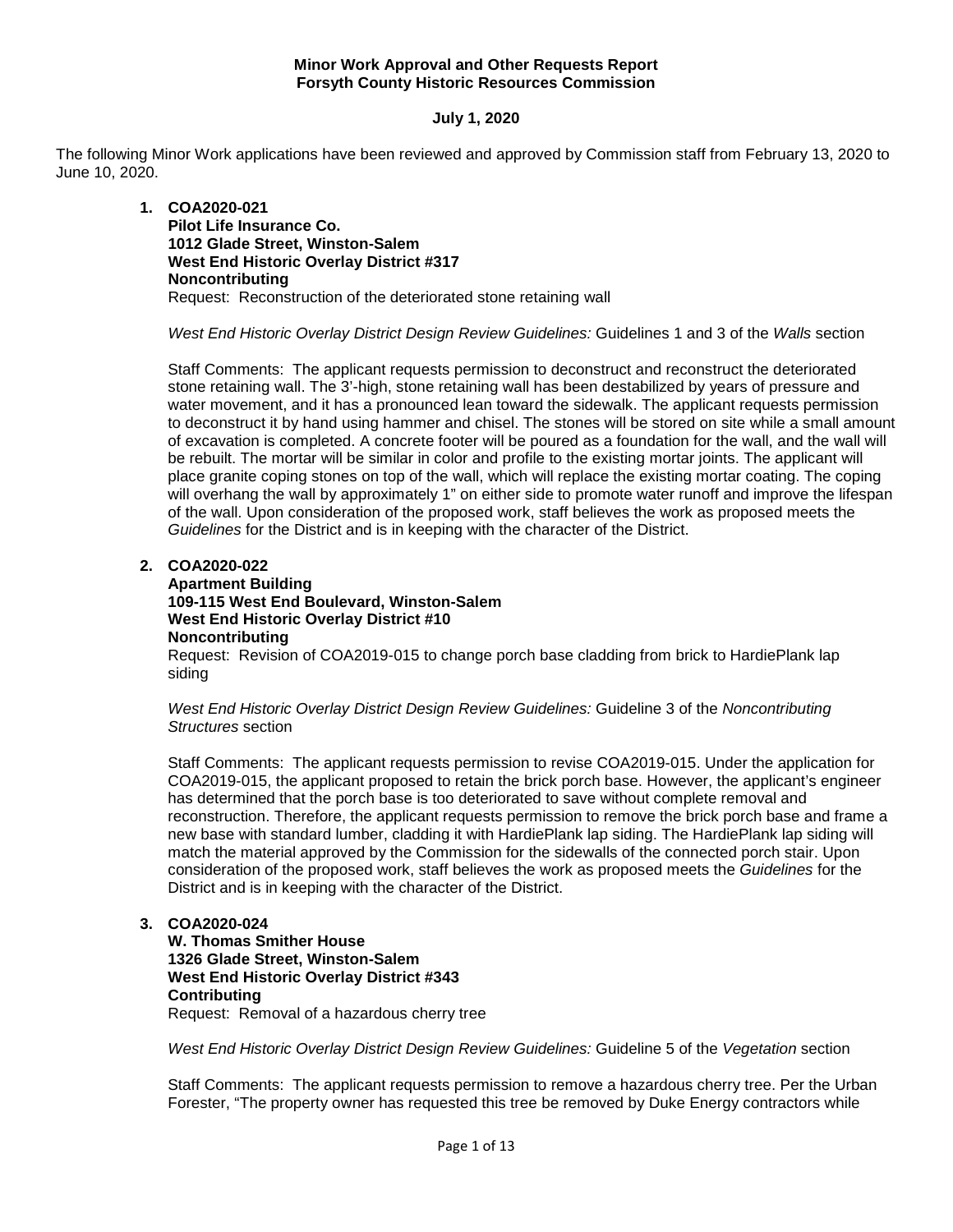**Minor Work Approval and Other Requests Report**
**Forsyth County Historic Resources Commission**

**July 1, 2020**

The following Minor Work applications have been reviewed and approved by Commission staff from February 13, 2020 to June 10, 2020.

1. **COA2020-021**
   **Pilot Life Insurance Co.**
   **1012 Glade Street, Winston-Salem**
   **West End Historic Overlay District #317**
   **Noncontributing**
   Request: Reconstruction of the deteriorated stone retaining wall

   *West End Historic Overlay District Design Review Guidelines:* Guidelines 1 and 3 of the *Walls* section

   Staff Comments: The applicant requests permission to deconstruct and reconstruct the deteriorated stone retaining wall. The 3'-high, stone retaining wall has been destabilized by years of pressure and water movement, and it has a pronounced lean toward the sidewalk. The applicant requests permission to deconstruct it by hand using hammer and chisel. The stones will be stored on site while a small amount of excavation is completed. A concrete footer will be poured as a foundation for the wall, and the wall will be rebuilt. The mortar will be similar in color and profile to the existing mortar joints. The applicant will place granite coping stones on top of the wall, which will replace the existing mortar coating. The coping will overhang the wall by approximately 1" on either side to promote water runoff and improve the lifespan of the wall. Upon consideration of the proposed work, staff believes the work as proposed meets the *Guidelines* for the District and is in keeping with the character of the District.

2. **COA2020-022**
   **Apartment Building**
   **109-115 West End Boulevard, Winston-Salem**
   **West End Historic Overlay District #10**
   **Noncontributing**
   Request: Revision of COA2019-015 to change porch base cladding from brick to HardiePlank lap siding

   *West End Historic Overlay District Design Review Guidelines:* Guideline 3 of the *Noncontributing Structures* section

   Staff Comments: The applicant requests permission to revise COA2019-015. Under the application for COA2019-015, the applicant proposed to retain the brick porch base. However, the applicant's engineer has determined that the porch base is too deteriorated to save without complete removal and reconstruction. Therefore, the applicant requests permission to remove the brick porch base and frame a new base with standard lumber, cladding it with HardiePlank lap siding. The HardiePlank lap siding will match the material approved by the Commission for the sidewalls of the connected porch stair. Upon consideration of the proposed work, staff believes the work as proposed meets the *Guidelines* for the District and is in keeping with the character of the District.

3. **COA2020-024**
   **W. Thomas Smither House**
   **1326 Glade Street, Winston-Salem**
   **West End Historic Overlay District #343**
   **Contributing**
   Request: Removal of a hazardous cherry tree

   *West End Historic Overlay District Design Review Guidelines:* Guideline 5 of the *Vegetation* section

   Staff Comments: The applicant requests permission to remove a hazardous cherry tree. Per the Urban Forester, "The property owner has requested this tree be removed by Duke Energy contractors while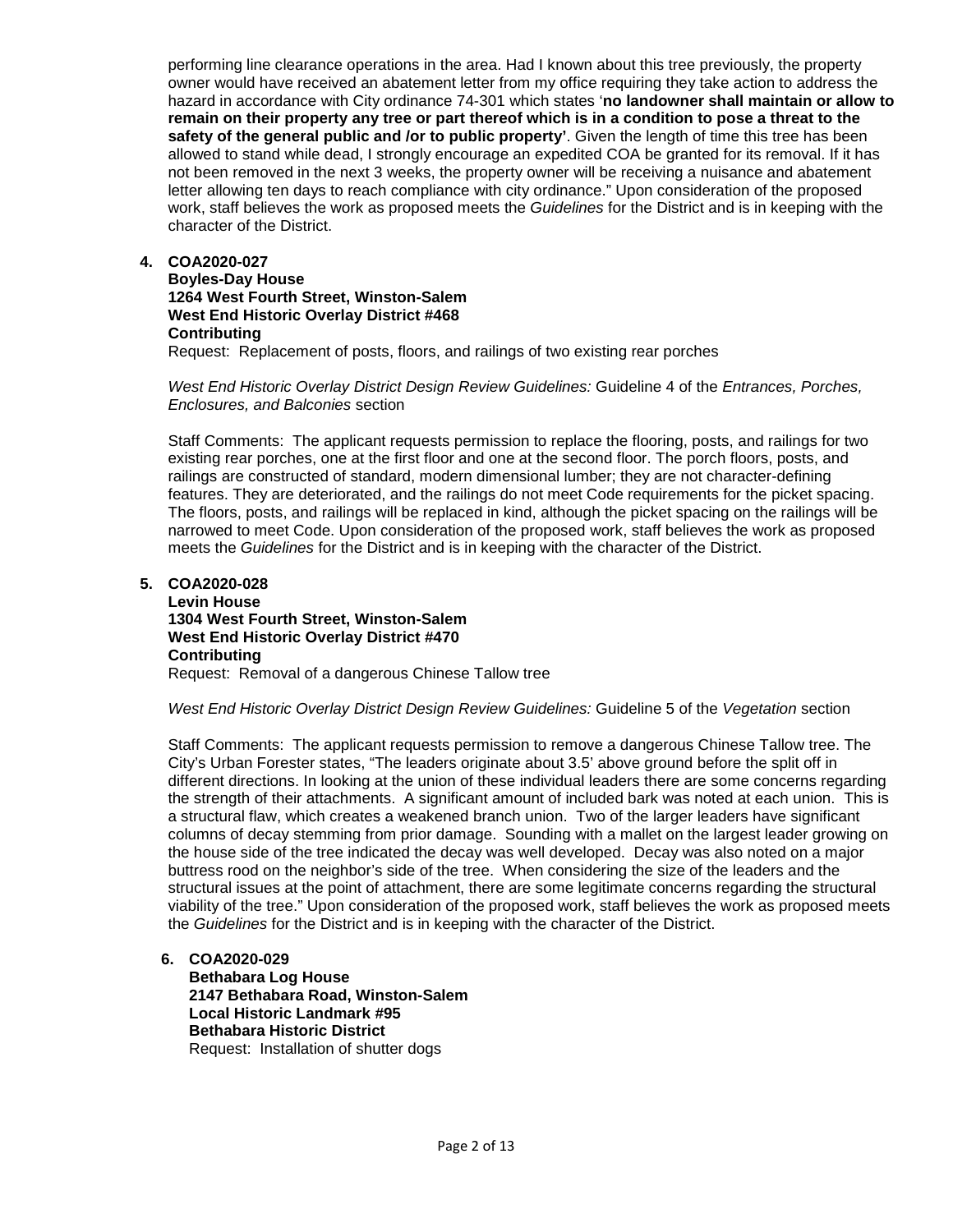performing line clearance operations in the area. Had I known about this tree previously, the property owner would have received an abatement letter from my office requiring they take action to address the hazard in accordance with City ordinance 74-301 which states '**no landowner shall maintain or allow to remain on their property any tree or part thereof which is in a condition to pose a threat to the safety of the general public and /or to public property'**. Given the length of time this tree has been allowed to stand while dead, I strongly encourage an expedited COA be granted for its removal. If it has not been removed in the next 3 weeks, the property owner will be receiving a nuisance and abatement letter allowing ten days to reach compliance with city ordinance." Upon consideration of the proposed work, staff believes the work as proposed meets the *Guidelines* for the District and is in keeping with the character of the District.

4. **COA2020-027**
   **Boyles-Day House**
   **1264 West Fourth Street, Winston-Salem**
   **West End Historic Overlay District #468**
   **Contributing**
   Request: Replacement of posts, floors, and railings of two existing rear porches

   *West End Historic Overlay District Design Review Guidelines:* Guideline 4 of the *Entrances, Porches, Enclosures, and Balconies* section

   Staff Comments: The applicant requests permission to replace the flooring, posts, and railings for two existing rear porches, one at the first floor and one at the second floor. The porch floors, posts, and railings are constructed of standard, modern dimensional lumber; they are not character-defining features. They are deteriorated, and the railings do not meet Code requirements for the picket spacing. The floors, posts, and railings will be replaced in kind, although the picket spacing on the railings will be narrowed to meet Code. Upon consideration of the proposed work, staff believes the work as proposed meets the *Guidelines* for the District and is in keeping with the character of the District.

5. **COA2020-028**
   **Levin House**
   **1304 West Fourth Street, Winston-Salem**
   **West End Historic Overlay District #470**
   **Contributing**
   Request: Removal of a dangerous Chinese Tallow tree

   *West End Historic Overlay District Design Review Guidelines:* Guideline 5 of the *Vegetation* section

   Staff Comments: The applicant requests permission to remove a dangerous Chinese Tallow tree. The City's Urban Forester states, "The leaders originate about 3.5' above ground before the split off in different directions. In looking at the union of these individual leaders there are some concerns regarding the strength of their attachments. A significant amount of included bark was noted at each union. This is a structural flaw, which creates a weakened branch union. Two of the larger leaders have significant columns of decay stemming from prior damage. Sounding with a mallet on the largest leader growing on the house side of the tree indicated the decay was well developed. Decay was also noted on a major buttress rood on the neighbor's side of the tree. When considering the size of the leaders and the structural issues at the point of attachment, there are some legitimate concerns regarding the structural viability of the tree." Upon consideration of the proposed work, staff believes the work as proposed meets the *Guidelines* for the District and is in keeping with the character of the District.

6. **COA2020-029**
   **Bethabara Log House**
   **2147 Bethabara Road, Winston-Salem**
   **Local Historic Landmark #95**
   **Bethabara Historic District**
   Request: Installation of shutter dogs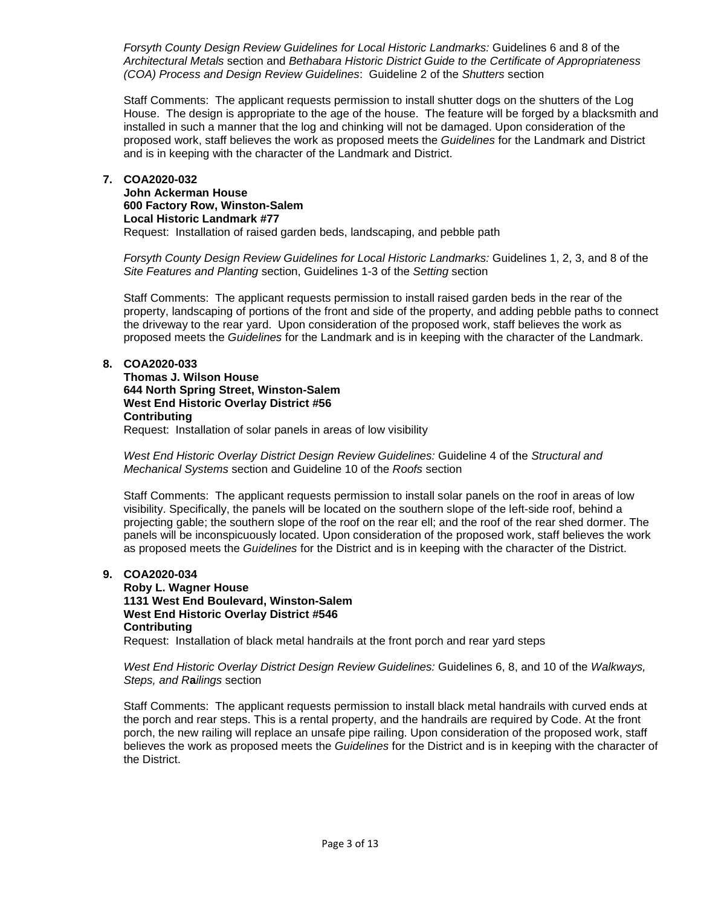*Forsyth County Design Review Guidelines for Local Historic Landmarks:* Guidelines 6 and 8 of the *Architectural Metals* section and *Bethabara Historic District Guide to the Certificate of Appropriateness (COA) Process and Design Review Guidelines*: Guideline 2 of the *Shutters* section

Staff Comments: The applicant requests permission to install shutter dogs on the shutters of the Log House. The design is appropriate to the age of the house. The feature will be forged by a blacksmith and installed in such a manner that the log and chinking will not be damaged. Upon consideration of the proposed work, staff believes the work as proposed meets the *Guidelines* for the Landmark and District and is in keeping with the character of the Landmark and District.

7. **COA2020-032**
   **John Ackerman House**
   **600 Factory Row, Winston-Salem**
   **Local Historic Landmark #77**
   Request: Installation of raised garden beds, landscaping, and pebble path

   *Forsyth County Design Review Guidelines for Local Historic Landmarks:* Guidelines 1, 2, 3, and 8 of the *Site Features and Planting* section, Guidelines 1-3 of the *Setting* section

   Staff Comments: The applicant requests permission to install raised garden beds in the rear of the property, landscaping of portions of the front and side of the property, and adding pebble paths to connect the driveway to the rear yard. Upon consideration of the proposed work, staff believes the work as proposed meets the *Guidelines* for the Landmark and is in keeping with the character of the Landmark.

8. **COA2020-033**
   **Thomas J. Wilson House**
   **644 North Spring Street, Winston-Salem**
   **West End Historic Overlay District #56**
   **Contributing**
   Request: Installation of solar panels in areas of low visibility

   *West End Historic Overlay District Design Review Guidelines:* Guideline 4 of the *Structural and Mechanical Systems* section and Guideline 10 of the *Roofs* section

   Staff Comments: The applicant requests permission to install solar panels on the roof in areas of low visibility. Specifically, the panels will be located on the southern slope of the left-side roof, behind a projecting gable; the southern slope of the roof on the rear ell; and the roof of the rear shed dormer. The panels will be inconspicuously located. Upon consideration of the proposed work, staff believes the work as proposed meets the *Guidelines* for the District and is in keeping with the character of the District.

9. **COA2020-034**
   **Roby L. Wagner House**
   **1131 West End Boulevard, Winston-Salem**
   **West End Historic Overlay District #546**
   **Contributing**
   Request: Installation of black metal handrails at the front porch and rear yard steps

   *West End Historic Overlay District Design Review Guidelines:* Guidelines 6, 8, and 10 of the *Walkways, Steps, and Railings* section

   Staff Comments: The applicant requests permission to install black metal handrails with curved ends at the porch and rear steps. This is a rental property, and the handrails are required by Code. At the front porch, the new railing will replace an unsafe pipe railing. Upon consideration of the proposed work, staff believes the work as proposed meets the *Guidelines* for the District and is in keeping with the character of the District.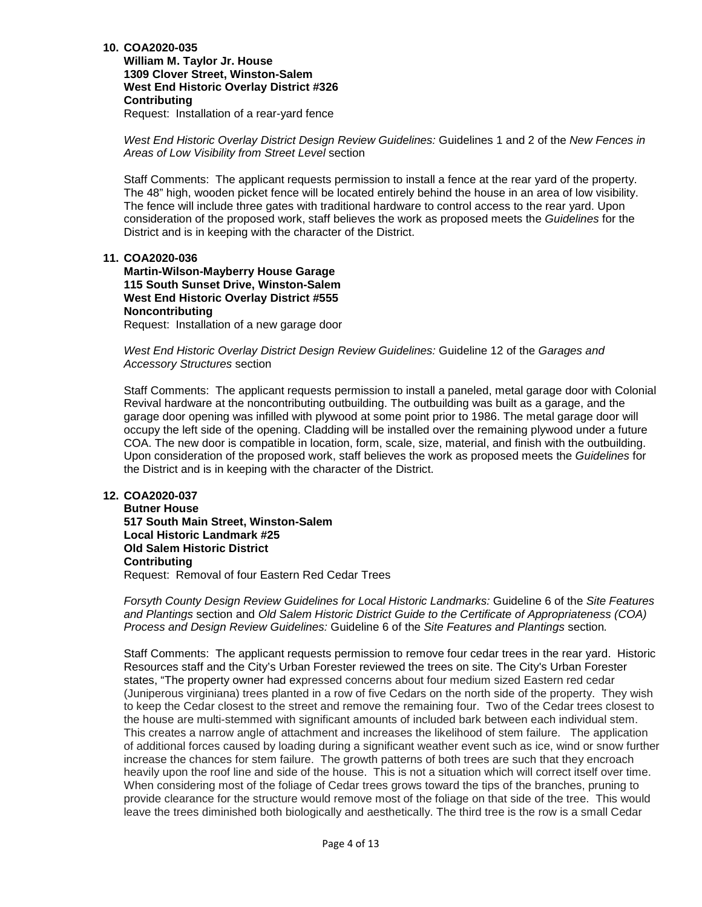10. **COA2020-035**
    **William M. Taylor Jr. House**
    **1309 Clover Street, Winston-Salem**
    **West End Historic Overlay District #326**
    **Contributing**
    Request: Installation of a rear-yard fence

    *West End Historic Overlay District Design Review Guidelines:* Guidelines 1 and 2 of the *New Fences in Areas of Low Visibility from Street Level* section

    Staff Comments: The applicant requests permission to install a fence at the rear yard of the property. The 48" high, wooden picket fence will be located entirely behind the house in an area of low visibility. The fence will include three gates with traditional hardware to control access to the rear yard. Upon consideration of the proposed work, staff believes the work as proposed meets the *Guidelines* for the District and is in keeping with the character of the District.

11. **COA2020-036**
    **Martin-Wilson-Mayberry House Garage**
    **115 South Sunset Drive, Winston-Salem**
    **West End Historic Overlay District #555**
    **Noncontributing**
    Request: Installation of a new garage door

    *West End Historic Overlay District Design Review Guidelines:* Guideline 12 of the *Garages and Accessory Structures* section

    Staff Comments: The applicant requests permission to install a paneled, metal garage door with Colonial Revival hardware at the noncontributing outbuilding. The outbuilding was built as a garage, and the garage door opening was infilled with plywood at some point prior to 1986. The metal garage door will occupy the left side of the opening. Cladding will be installed over the remaining plywood under a future COA. The new door is compatible in location, form, scale, size, material, and finish with the outbuilding. Upon consideration of the proposed work, staff believes the work as proposed meets the *Guidelines* for the District and is in keeping with the character of the District.

12. **COA2020-037**
    **Butner House**
    **517 South Main Street, Winston-Salem**
    **Local Historic Landmark #25**
    **Old Salem Historic District**
    **Contributing**
    Request: Removal of four Eastern Red Cedar Trees

    *Forsyth County Design Review Guidelines for Local Historic Landmarks:* Guideline 6 of the *Site Features and Plantings* section and *Old Salem Historic District Guide to the Certificate of Appropriateness (COA) Process and Design Review Guidelines:* Guideline 6 of the *Site Features and Plantings* section*.*

    Staff Comments: The applicant requests permission to remove four cedar trees in the rear yard. Historic Resources staff and the City's Urban Forester reviewed the trees on site. The City's Urban Forester states, "The property owner had expressed concerns about four medium sized Eastern red cedar (Juniperous virginiana) trees planted in a row of five Cedars on the north side of the property. They wish to keep the Cedar closest to the street and remove the remaining four. Two of the Cedar trees closest to the house are multi-stemmed with significant amounts of included bark between each individual stem. This creates a narrow angle of attachment and increases the likelihood of stem failure. The application of additional forces caused by loading during a significant weather event such as ice, wind or snow further increase the chances for stem failure. The growth patterns of both trees are such that they encroach heavily upon the roof line and side of the house. This is not a situation which will correct itself over time. When considering most of the foliage of Cedar trees grows toward the tips of the branches, pruning to provide clearance for the structure would remove most of the foliage on that side of the tree. This would leave the trees diminished both biologically and aesthetically. The third tree is the row is a small Cedar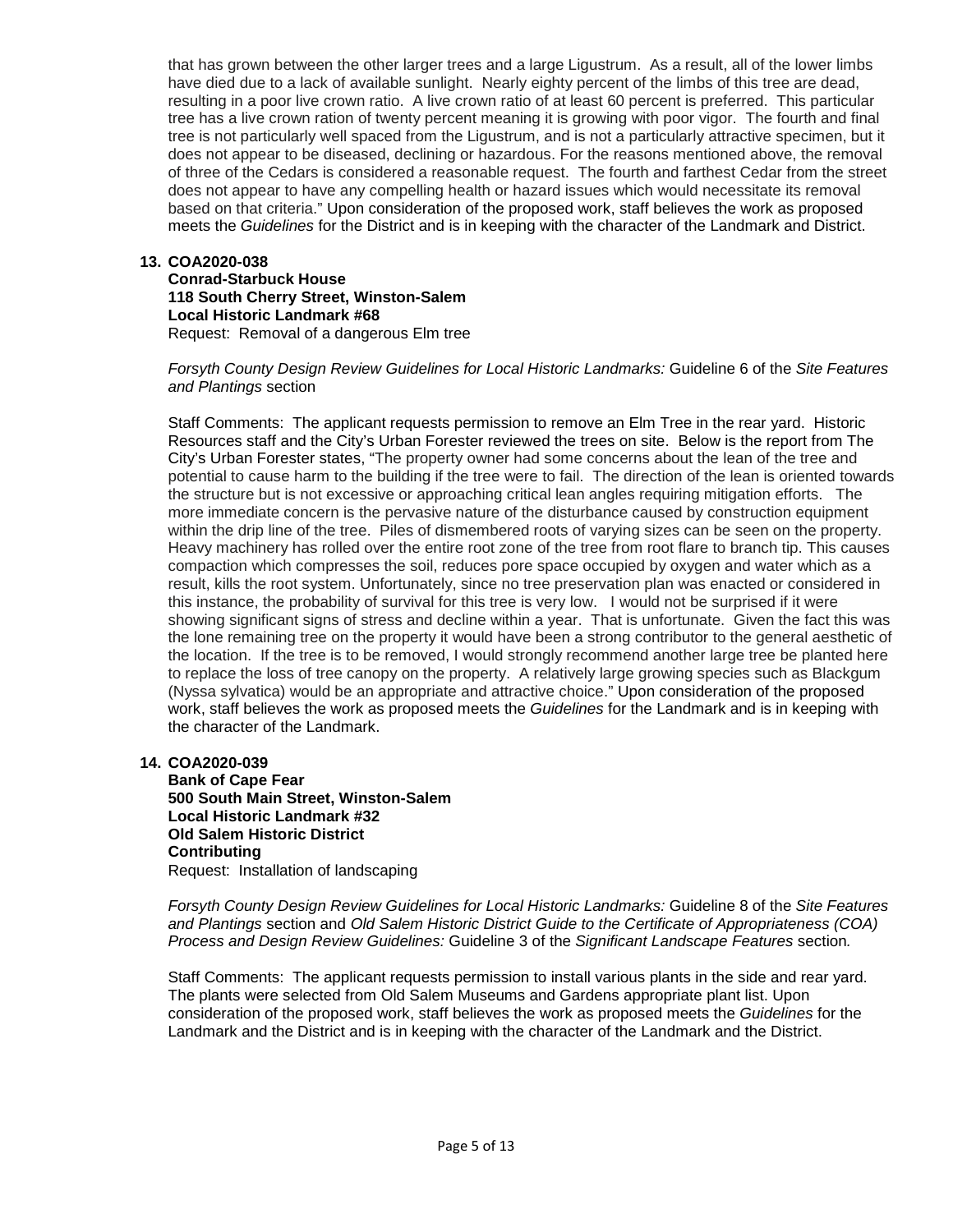that has grown between the other larger trees and a large Ligustrum. As a result, all of the lower limbs have died due to a lack of available sunlight. Nearly eighty percent of the limbs of this tree are dead, resulting in a poor live crown ratio. A live crown ratio of at least 60 percent is preferred. This particular tree has a live crown ration of twenty percent meaning it is growing with poor vigor. The fourth and final tree is not particularly well spaced from the Ligustrum, and is not a particularly attractive specimen, but it does not appear to be diseased, declining or hazardous. For the reasons mentioned above, the removal of three of the Cedars is considered a reasonable request. The fourth and farthest Cedar from the street does not appear to have any compelling health or hazard issues which would necessitate its removal based on that criteria." Upon consideration of the proposed work, staff believes the work as proposed meets the *Guidelines* for the District and is in keeping with the character of the Landmark and District.

**13. COA2020-038**
**Conrad-Starbuck House**
**118 South Cherry Street, Winston-Salem**
**Local Historic Landmark #68**
Request: Removal of a dangerous Elm tree

*Forsyth County Design Review Guidelines for Local Historic Landmarks:* Guideline 6 of the *Site Features and Plantings* section

Staff Comments: The applicant requests permission to remove an Elm Tree in the rear yard. Historic Resources staff and the City's Urban Forester reviewed the trees on site. Below is the report from The City's Urban Forester states, "The property owner had some concerns about the lean of the tree and potential to cause harm to the building if the tree were to fail. The direction of the lean is oriented towards the structure but is not excessive or approaching critical lean angles requiring mitigation efforts. The more immediate concern is the pervasive nature of the disturbance caused by construction equipment within the drip line of the tree. Piles of dismembered roots of varying sizes can be seen on the property. Heavy machinery has rolled over the entire root zone of the tree from root flare to branch tip. This causes compaction which compresses the soil, reduces pore space occupied by oxygen and water which as a result, kills the root system. Unfortunately, since no tree preservation plan was enacted or considered in this instance, the probability of survival for this tree is very low. I would not be surprised if it were showing significant signs of stress and decline within a year. That is unfortunate. Given the fact this was the lone remaining tree on the property it would have been a strong contributor to the general aesthetic of the location. If the tree is to be removed, I would strongly recommend another large tree be planted here to replace the loss of tree canopy on the property. A relatively large growing species such as Blackgum (Nyssa sylvatica) would be an appropriate and attractive choice." Upon consideration of the proposed work, staff believes the work as proposed meets the *Guidelines* for the Landmark and is in keeping with the character of the Landmark.

**14. COA2020-039**
**Bank of Cape Fear**
**500 South Main Street, Winston-Salem**
**Local Historic Landmark #32**
**Old Salem Historic District**
**Contributing**
Request: Installation of landscaping

*Forsyth County Design Review Guidelines for Local Historic Landmarks:* Guideline 8 of the *Site Features and Plantings* section and *Old Salem Historic District Guide to the Certificate of Appropriateness (COA) Process and Design Review Guidelines:* Guideline 3 of the *Significant Landscape Features* section*.*

Staff Comments: The applicant requests permission to install various plants in the side and rear yard. The plants were selected from Old Salem Museums and Gardens appropriate plant list. Upon consideration of the proposed work, staff believes the work as proposed meets the *Guidelines* for the Landmark and the District and is in keeping with the character of the Landmark and the District.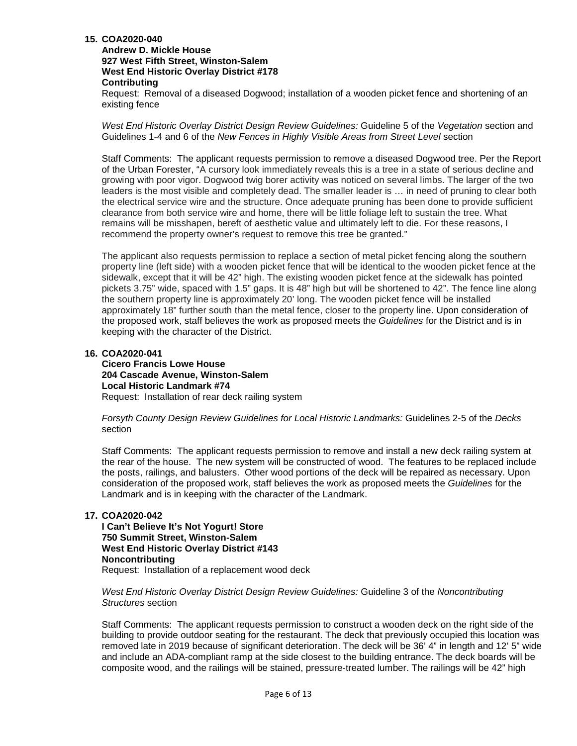**15. COA2020-040**
**Andrew D. Mickle House**
**927 West Fifth Street, Winston-Salem**
**West End Historic Overlay District #178**
**Contributing**
Request: Removal of a diseased Dogwood; installation of a wooden picket fence and shortening of an existing fence

*West End Historic Overlay District Design Review Guidelines:* Guideline 5 of the *Vegetation* section and Guidelines 1-4 and 6 of the *New Fences in Highly Visible Areas from Street Level* section

Staff Comments: The applicant requests permission to remove a diseased Dogwood tree. Per the Report of the Urban Forester, "A cursory look immediately reveals this is a tree in a state of serious decline and growing with poor vigor. Dogwood twig borer activity was noticed on several limbs. The larger of the two leaders is the most visible and completely dead. The smaller leader is … in need of pruning to clear both the electrical service wire and the structure. Once adequate pruning has been done to provide sufficient clearance from both service wire and home, there will be little foliage left to sustain the tree. What remains will be misshapen, bereft of aesthetic value and ultimately left to die. For these reasons, I recommend the property owner's request to remove this tree be granted."

The applicant also requests permission to replace a section of metal picket fencing along the southern property line (left side) with a wooden picket fence that will be identical to the wooden picket fence at the sidewalk, except that it will be 42" high. The existing wooden picket fence at the sidewalk has pointed pickets 3.75" wide, spaced with 1.5" gaps. It is 48" high but will be shortened to 42". The fence line along the southern property line is approximately 20' long. The wooden picket fence will be installed approximately 18" further south than the metal fence, closer to the property line. Upon consideration of the proposed work, staff believes the work as proposed meets the *Guidelines* for the District and is in keeping with the character of the District.

**16. COA2020-041**
**Cicero Francis Lowe House**
**204 Cascade Avenue, Winston-Salem**
**Local Historic Landmark #74**
Request: Installation of rear deck railing system

*Forsyth County Design Review Guidelines for Local Historic Landmarks:* Guidelines 2-5 of the *Decks* section

Staff Comments: The applicant requests permission to remove and install a new deck railing system at the rear of the house. The new system will be constructed of wood. The features to be replaced include the posts, railings, and balusters. Other wood portions of the deck will be repaired as necessary. Upon consideration of the proposed work, staff believes the work as proposed meets the *Guidelines* for the Landmark and is in keeping with the character of the Landmark.

**17. COA2020-042**
**I Can't Believe It's Not Yogurt! Store**
**750 Summit Street, Winston-Salem**
**West End Historic Overlay District #143**
**Noncontributing**
Request: Installation of a replacement wood deck

*West End Historic Overlay District Design Review Guidelines:* Guideline 3 of the *Noncontributing Structures* section

Staff Comments: The applicant requests permission to construct a wooden deck on the right side of the building to provide outdoor seating for the restaurant. The deck that previously occupied this location was removed late in 2019 because of significant deterioration. The deck will be 36' 4" in length and 12' 5" wide and include an ADA-compliant ramp at the side closest to the building entrance. The deck boards will be composite wood, and the railings will be stained, pressure-treated lumber. The railings will be 42" high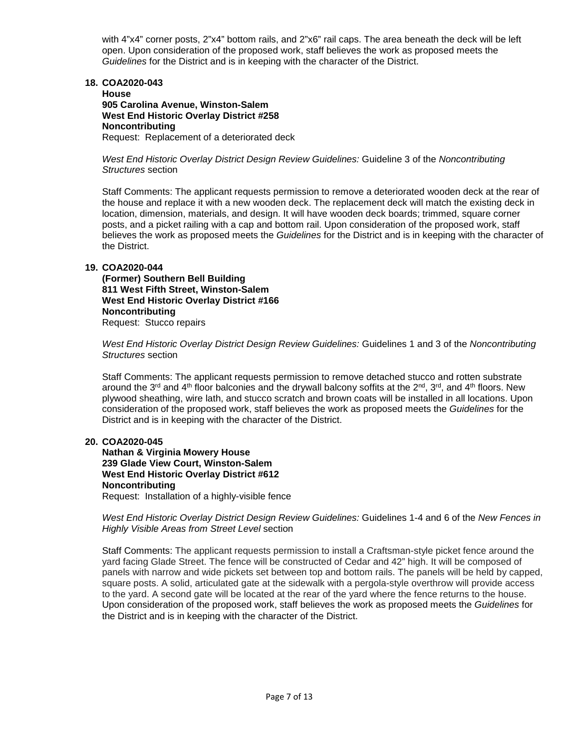with 4"x4" corner posts, 2"x4" bottom rails, and 2"x6" rail caps. The area beneath the deck will be left open. Upon consideration of the proposed work, staff believes the work as proposed meets the *Guidelines* for the District and is in keeping with the character of the District.

**18. COA2020-043**
**House**
**905 Carolina Avenue, Winston-Salem**
**West End Historic Overlay District #258**
**Noncontributing**
Request: Replacement of a deteriorated deck

*West End Historic Overlay District Design Review Guidelines:* Guideline 3 of the *Noncontributing Structures* section

Staff Comments: The applicant requests permission to remove a deteriorated wooden deck at the rear of the house and replace it with a new wooden deck. The replacement deck will match the existing deck in location, dimension, materials, and design. It will have wooden deck boards; trimmed, square corner posts, and a picket railing with a cap and bottom rail. Upon consideration of the proposed work, staff believes the work as proposed meets the *Guidelines* for the District and is in keeping with the character of the District.

**19. COA2020-044**
**(Former) Southern Bell Building**
**811 West Fifth Street, Winston-Salem**
**West End Historic Overlay District #166**
**Noncontributing**
Request: Stucco repairs

*West End Historic Overlay District Design Review Guidelines:* Guidelines 1 and 3 of the *Noncontributing Structures* section

Staff Comments: The applicant requests permission to remove detached stucco and rotten substrate around the 3rd and 4th floor balconies and the drywall balcony soffits at the 2nd, 3rd, and 4th floors. New plywood sheathing, wire lath, and stucco scratch and brown coats will be installed in all locations. Upon consideration of the proposed work, staff believes the work as proposed meets the *Guidelines* for the District and is in keeping with the character of the District.

**20. COA2020-045**
**Nathan & Virginia Mowery House**
**239 Glade View Court, Winston-Salem**
**West End Historic Overlay District #612**
**Noncontributing**
Request: Installation of a highly-visible fence

*West End Historic Overlay District Design Review Guidelines:* Guidelines 1-4 and 6 of the *New Fences in Highly Visible Areas from Street Level* section

Staff Comments: The applicant requests permission to install a Craftsman-style picket fence around the yard facing Glade Street. The fence will be constructed of Cedar and 42" high. It will be composed of panels with narrow and wide pickets set between top and bottom rails. The panels will be held by capped, square posts. A solid, articulated gate at the sidewalk with a pergola-style overthrow will provide access to the yard. A second gate will be located at the rear of the yard where the fence returns to the house. Upon consideration of the proposed work, staff believes the work as proposed meets the *Guidelines* for the District and is in keeping with the character of the District.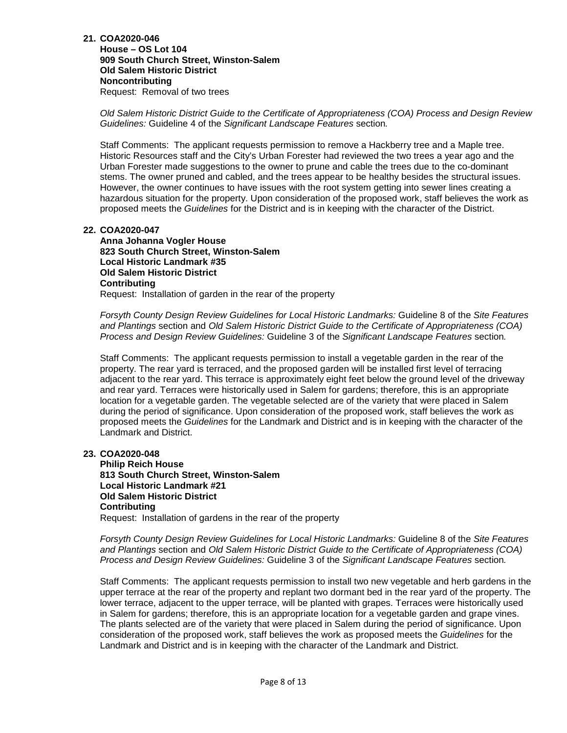**21. COA2020-046**
**House – OS Lot 104**
**909 South Church Street, Winston-Salem**
**Old Salem Historic District**
**Noncontributing**
Request: Removal of two trees

*Old Salem Historic District Guide to the Certificate of Appropriateness (COA) Process and Design Review Guidelines:* Guideline 4 of the *Significant Landscape Features* section*.*

Staff Comments: The applicant requests permission to remove a Hackberry tree and a Maple tree. Historic Resources staff and the City's Urban Forester had reviewed the two trees a year ago and the Urban Forester made suggestions to the owner to prune and cable the trees due to the co-dominant stems. The owner pruned and cabled, and the trees appear to be healthy besides the structural issues. However, the owner continues to have issues with the root system getting into sewer lines creating a hazardous situation for the property. Upon consideration of the proposed work, staff believes the work as proposed meets the *Guidelines* for the District and is in keeping with the character of the District.

**22. COA2020-047**
**Anna Johanna Vogler House**
**823 South Church Street, Winston-Salem**
**Local Historic Landmark #35**
**Old Salem Historic District**
**Contributing**
Request: Installation of garden in the rear of the property

*Forsyth County Design Review Guidelines for Local Historic Landmarks:* Guideline 8 of the *Site Features and Plantings* section and *Old Salem Historic District Guide to the Certificate of Appropriateness (COA) Process and Design Review Guidelines:* Guideline 3 of the *Significant Landscape Features* section*.*

Staff Comments: The applicant requests permission to install a vegetable garden in the rear of the property. The rear yard is terraced, and the proposed garden will be installed first level of terracing adjacent to the rear yard. This terrace is approximately eight feet below the ground level of the driveway and rear yard. Terraces were historically used in Salem for gardens; therefore, this is an appropriate location for a vegetable garden. The vegetable selected are of the variety that were placed in Salem during the period of significance. Upon consideration of the proposed work, staff believes the work as proposed meets the *Guidelines* for the Landmark and District and is in keeping with the character of the Landmark and District.

**23. COA2020-048**
**Philip Reich House**
**813 South Church Street, Winston-Salem**
**Local Historic Landmark #21**
**Old Salem Historic District**
**Contributing**
Request: Installation of gardens in the rear of the property

*Forsyth County Design Review Guidelines for Local Historic Landmarks:* Guideline 8 of the *Site Features and Plantings* section and *Old Salem Historic District Guide to the Certificate of Appropriateness (COA) Process and Design Review Guidelines:* Guideline 3 of the *Significant Landscape Features* section*.*

Staff Comments: The applicant requests permission to install two new vegetable and herb gardens in the upper terrace at the rear of the property and replant two dormant bed in the rear yard of the property. The lower terrace, adjacent to the upper terrace, will be planted with grapes. Terraces were historically used in Salem for gardens; therefore, this is an appropriate location for a vegetable garden and grape vines. The plants selected are of the variety that were placed in Salem during the period of significance. Upon consideration of the proposed work, staff believes the work as proposed meets the *Guidelines* for the Landmark and District and is in keeping with the character of the Landmark and District.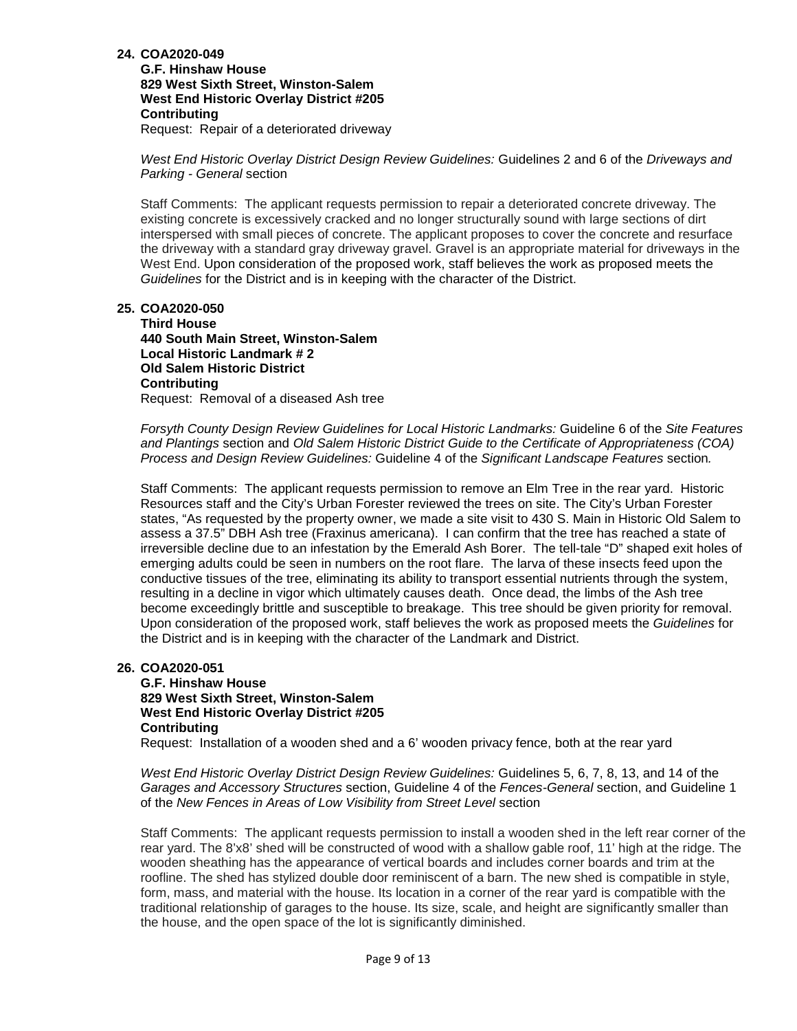**24. COA2020-049**
**G.F. Hinshaw House**
**829 West Sixth Street, Winston-Salem**
**West End Historic Overlay District #205**
**Contributing**
Request: Repair of a deteriorated driveway

*West End Historic Overlay District Design Review Guidelines:* Guidelines 2 and 6 of the *Driveways and Parking - General* section

Staff Comments: The applicant requests permission to repair a deteriorated concrete driveway. The existing concrete is excessively cracked and no longer structurally sound with large sections of dirt interspersed with small pieces of concrete. The applicant proposes to cover the concrete and resurface the driveway with a standard gray driveway gravel. Gravel is an appropriate material for driveways in the West End. Upon consideration of the proposed work, staff believes the work as proposed meets the *Guidelines* for the District and is in keeping with the character of the District.

**25. COA2020-050**
**Third House**
**440 South Main Street, Winston-Salem**
**Local Historic Landmark # 2**
**Old Salem Historic District**
**Contributing**
Request: Removal of a diseased Ash tree

*Forsyth County Design Review Guidelines for Local Historic Landmarks:* Guideline 6 of the *Site Features and Plantings* section and *Old Salem Historic District Guide to the Certificate of Appropriateness (COA) Process and Design Review Guidelines:* Guideline 4 of the *Significant Landscape Features* section*.*

Staff Comments: The applicant requests permission to remove an Elm Tree in the rear yard. Historic Resources staff and the City's Urban Forester reviewed the trees on site. The City's Urban Forester states, "As requested by the property owner, we made a site visit to 430 S. Main in Historic Old Salem to assess a 37.5" DBH Ash tree (Fraxinus americana). I can confirm that the tree has reached a state of irreversible decline due to an infestation by the Emerald Ash Borer. The tell-tale "D" shaped exit holes of emerging adults could be seen in numbers on the root flare. The larva of these insects feed upon the conductive tissues of the tree, eliminating its ability to transport essential nutrients through the system, resulting in a decline in vigor which ultimately causes death. Once dead, the limbs of the Ash tree become exceedingly brittle and susceptible to breakage. This tree should be given priority for removal. Upon consideration of the proposed work, staff believes the work as proposed meets the *Guidelines* for the District and is in keeping with the character of the Landmark and District.

**26. COA2020-051**
**G.F. Hinshaw House**
**829 West Sixth Street, Winston-Salem**
**West End Historic Overlay District #205**
**Contributing**
Request: Installation of a wooden shed and a 6' wooden privacy fence, both at the rear yard

*West End Historic Overlay District Design Review Guidelines:* Guidelines 5, 6, 7, 8, 13, and 14 of the *Garages and Accessory Structures* section, Guideline 4 of the *Fences-General* section, and Guideline 1 of the *New Fences in Areas of Low Visibility from Street Level* section

Staff Comments: The applicant requests permission to install a wooden shed in the left rear corner of the rear yard. The 8'x8' shed will be constructed of wood with a shallow gable roof, 11' high at the ridge. The wooden sheathing has the appearance of vertical boards and includes corner boards and trim at the roofline. The shed has stylized double door reminiscent of a barn. The new shed is compatible in style, form, mass, and material with the house. Its location in a corner of the rear yard is compatible with the traditional relationship of garages to the house. Its size, scale, and height are significantly smaller than the house, and the open space of the lot is significantly diminished.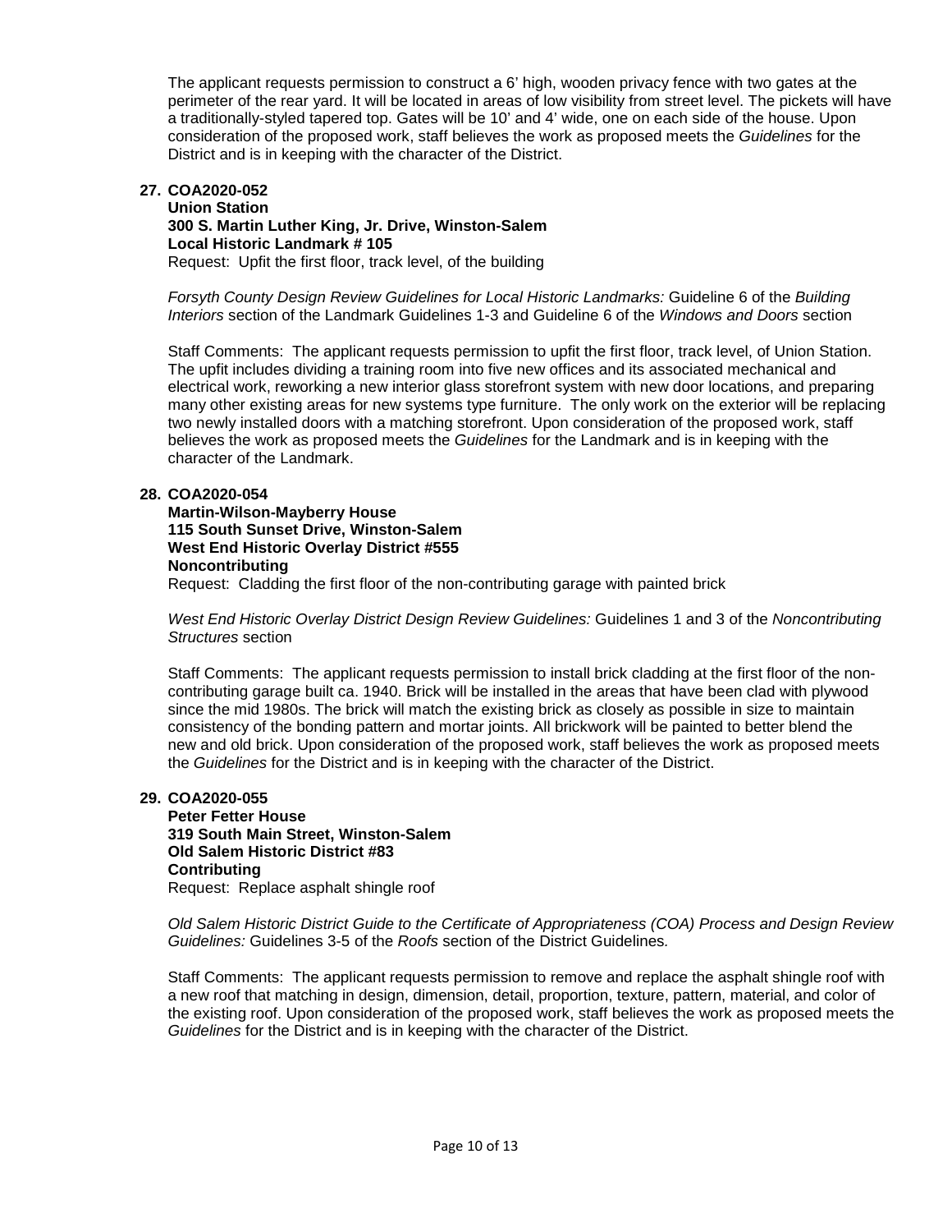The applicant requests permission to construct a 6' high, wooden privacy fence with two gates at the perimeter of the rear yard. It will be located in areas of low visibility from street level. The pickets will have a traditionally-styled tapered top. Gates will be 10' and 4' wide, one on each side of the house. Upon consideration of the proposed work, staff believes the work as proposed meets the *Guidelines* for the District and is in keeping with the character of the District.

**27. COA2020-052**
**Union Station**
**300 S. Martin Luther King, Jr. Drive, Winston-Salem**
**Local Historic Landmark # 105**
Request: Upfit the first floor, track level, of the building

*Forsyth County Design Review Guidelines for Local Historic Landmarks:* Guideline 6 of the *Building Interiors* section of the Landmark Guidelines 1-3 and Guideline 6 of the *Windows and Doors* section

Staff Comments: The applicant requests permission to upfit the first floor, track level, of Union Station. The upfit includes dividing a training room into five new offices and its associated mechanical and electrical work, reworking a new interior glass storefront system with new door locations, and preparing many other existing areas for new systems type furniture. The only work on the exterior will be replacing two newly installed doors with a matching storefront. Upon consideration of the proposed work, staff believes the work as proposed meets the *Guidelines* for the Landmark and is in keeping with the character of the Landmark.

**28. COA2020-054**
**Martin-Wilson-Mayberry House**
**115 South Sunset Drive, Winston-Salem**
**West End Historic Overlay District #555**
**Noncontributing**
Request: Cladding the first floor of the non-contributing garage with painted brick

*West End Historic Overlay District Design Review Guidelines:* Guidelines 1 and 3 of the *Noncontributing Structures* section

Staff Comments: The applicant requests permission to install brick cladding at the first floor of the non-contributing garage built ca. 1940. Brick will be installed in the areas that have been clad with plywood since the mid 1980s. The brick will match the existing brick as closely as possible in size to maintain consistency of the bonding pattern and mortar joints. All brickwork will be painted to better blend the new and old brick. Upon consideration of the proposed work, staff believes the work as proposed meets the *Guidelines* for the District and is in keeping with the character of the District.

**29. COA2020-055**
**Peter Fetter House**
**319 South Main Street, Winston-Salem**
**Old Salem Historic District #83**
**Contributing**
Request: Replace asphalt shingle roof

*Old Salem Historic District Guide to the Certificate of Appropriateness (COA) Process and Design Review Guidelines:* Guidelines 3-5 of the *Roofs* section of the District Guidelines*.*

Staff Comments: The applicant requests permission to remove and replace the asphalt shingle roof with a new roof that matching in design, dimension, detail, proportion, texture, pattern, material, and color of the existing roof. Upon consideration of the proposed work, staff believes the work as proposed meets the *Guidelines* for the District and is in keeping with the character of the District.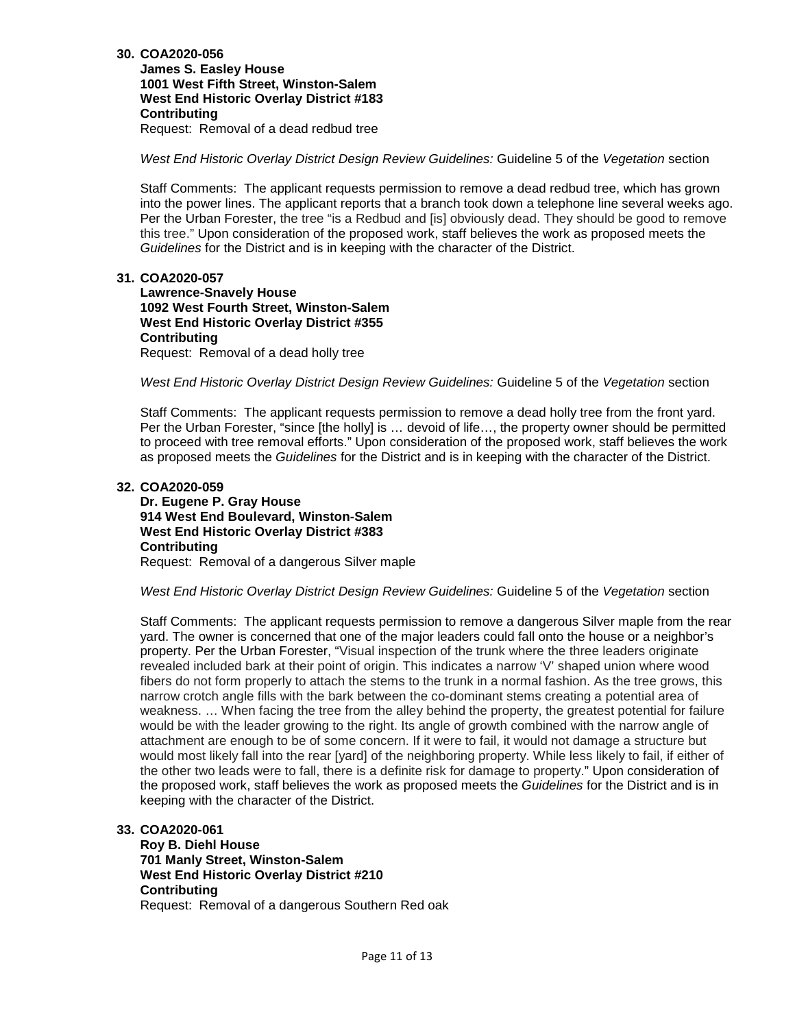**30. COA2020-056**

**James S. Easley House**
**1001 West Fifth Street, Winston-Salem**
**West End Historic Overlay District #183**
**Contributing**
Request: Removal of a dead redbud tree

*West End Historic Overlay District Design Review Guidelines:* Guideline 5 of the *Vegetation* section

Staff Comments: The applicant requests permission to remove a dead redbud tree, which has grown into the power lines. The applicant reports that a branch took down a telephone line several weeks ago. Per the Urban Forester, the tree "is a Redbud and [is] obviously dead. They should be good to remove this tree." Upon consideration of the proposed work, staff believes the work as proposed meets the *Guidelines* for the District and is in keeping with the character of the District.

**31. COA2020-057**

**Lawrence-Snavely House**
**1092 West Fourth Street, Winston-Salem**
**West End Historic Overlay District #355**
**Contributing**
Request: Removal of a dead holly tree

*West End Historic Overlay District Design Review Guidelines:* Guideline 5 of the *Vegetation* section

Staff Comments: The applicant requests permission to remove a dead holly tree from the front yard. Per the Urban Forester, "since [the holly] is … devoid of life…, the property owner should be permitted to proceed with tree removal efforts." Upon consideration of the proposed work, staff believes the work as proposed meets the *Guidelines* for the District and is in keeping with the character of the District.

**32. COA2020-059**

**Dr. Eugene P. Gray House**
**914 West End Boulevard, Winston-Salem**
**West End Historic Overlay District #383**
**Contributing**
Request: Removal of a dangerous Silver maple

*West End Historic Overlay District Design Review Guidelines:* Guideline 5 of the *Vegetation* section

Staff Comments: The applicant requests permission to remove a dangerous Silver maple from the rear yard. The owner is concerned that one of the major leaders could fall onto the house or a neighbor's property. Per the Urban Forester, "Visual inspection of the trunk where the three leaders originate revealed included bark at their point of origin. This indicates a narrow 'V' shaped union where wood fibers do not form properly to attach the stems to the trunk in a normal fashion. As the tree grows, this narrow crotch angle fills with the bark between the co-dominant stems creating a potential area of weakness. … When facing the tree from the alley behind the property, the greatest potential for failure would be with the leader growing to the right. Its angle of growth combined with the narrow angle of attachment are enough to be of some concern. If it were to fail, it would not damage a structure but would most likely fall into the rear [yard] of the neighboring property. While less likely to fail, if either of the other two leads were to fall, there is a definite risk for damage to property." Upon consideration of the proposed work, staff believes the work as proposed meets the *Guidelines* for the District and is in keeping with the character of the District.

**33. COA2020-061**

**Roy B. Diehl House**
**701 Manly Street, Winston-Salem**
**West End Historic Overlay District #210**
**Contributing**
Request: Removal of a dangerous Southern Red oak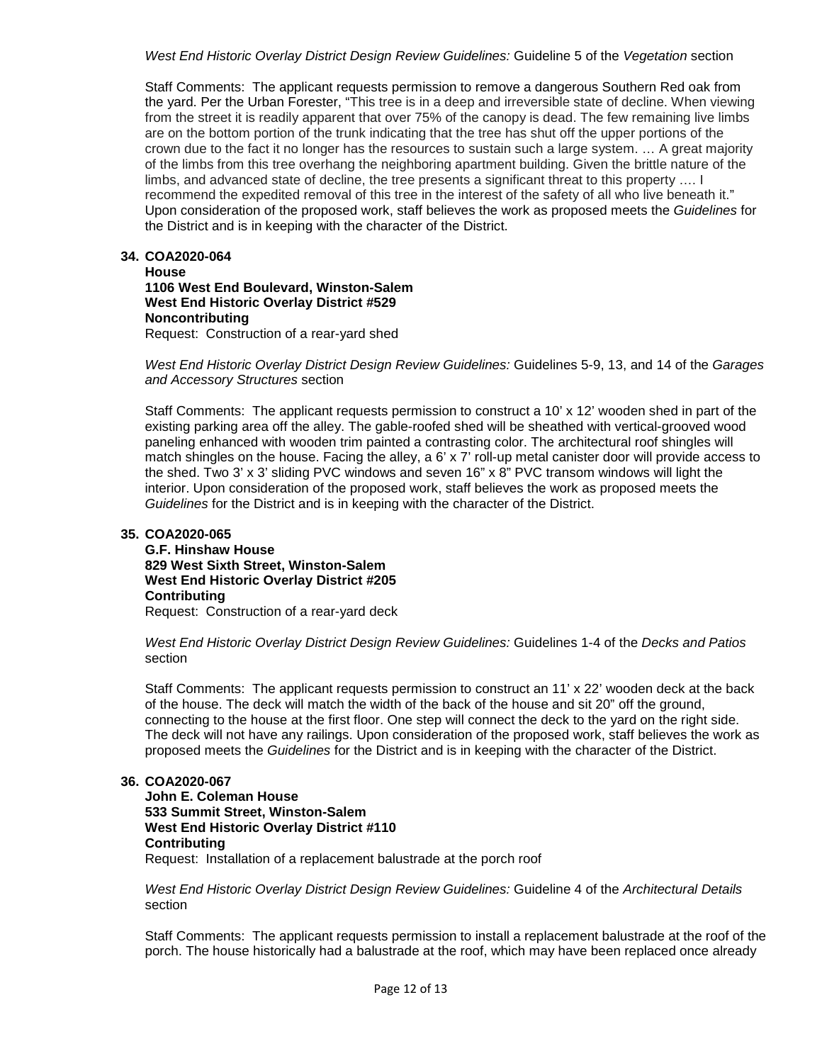*West End Historic Overlay District Design Review Guidelines:* Guideline 5 of the *Vegetation* section

Staff Comments: The applicant requests permission to remove a dangerous Southern Red oak from the yard. Per the Urban Forester, "This tree is in a deep and irreversible state of decline. When viewing from the street it is readily apparent that over 75% of the canopy is dead. The few remaining live limbs are on the bottom portion of the trunk indicating that the tree has shut off the upper portions of the crown due to the fact it no longer has the resources to sustain such a large system. … A great majority of the limbs from this tree overhang the neighboring apartment building. Given the brittle nature of the limbs, and advanced state of decline, the tree presents a significant threat to this property …. I recommend the expedited removal of this tree in the interest of the safety of all who live beneath it." Upon consideration of the proposed work, staff believes the work as proposed meets the *Guidelines* for the District and is in keeping with the character of the District.

**34. COA2020-064**
**House**
**1106 West End Boulevard, Winston-Salem**
**West End Historic Overlay District #529**
**Noncontributing**
Request: Construction of a rear-yard shed

*West End Historic Overlay District Design Review Guidelines:* Guidelines 5-9, 13, and 14 of the *Garages and Accessory Structures* section

Staff Comments: The applicant requests permission to construct a 10' x 12' wooden shed in part of the existing parking area off the alley. The gable-roofed shed will be sheathed with vertical-grooved wood paneling enhanced with wooden trim painted a contrasting color. The architectural roof shingles will match shingles on the house. Facing the alley, a 6' x 7' roll-up metal canister door will provide access to the shed. Two 3' x 3' sliding PVC windows and seven 16" x 8" PVC transom windows will light the interior. Upon consideration of the proposed work, staff believes the work as proposed meets the *Guidelines* for the District and is in keeping with the character of the District.

**35. COA2020-065**
**G.F. Hinshaw House**
**829 West Sixth Street, Winston-Salem**
**West End Historic Overlay District #205**
**Contributing**
Request: Construction of a rear-yard deck

*West End Historic Overlay District Design Review Guidelines:* Guidelines 1-4 of the *Decks and Patios* section

Staff Comments: The applicant requests permission to construct an 11' x 22' wooden deck at the back of the house. The deck will match the width of the back of the house and sit 20" off the ground, connecting to the house at the first floor. One step will connect the deck to the yard on the right side. The deck will not have any railings. Upon consideration of the proposed work, staff believes the work as proposed meets the *Guidelines* for the District and is in keeping with the character of the District.

**36. COA2020-067**
**John E. Coleman House**
**533 Summit Street, Winston-Salem**
**West End Historic Overlay District #110**
**Contributing**
Request: Installation of a replacement balustrade at the porch roof

*West End Historic Overlay District Design Review Guidelines:* Guideline 4 of the *Architectural Details* section

Staff Comments: The applicant requests permission to install a replacement balustrade at the roof of the porch. The house historically had a balustrade at the roof, which may have been replaced once already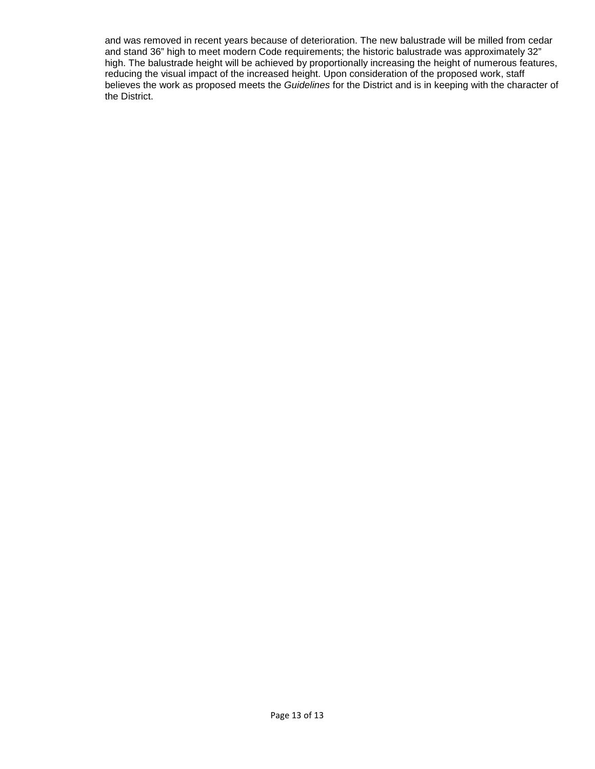and was removed in recent years because of deterioration. The new balustrade will be milled from cedar and stand 36" high to meet modern Code requirements; the historic balustrade was approximately 32" high. The balustrade height will be achieved by proportionally increasing the height of numerous features, reducing the visual impact of the increased height. Upon consideration of the proposed work, staff believes the work as proposed meets the *Guidelines* for the District and is in keeping with the character of the District.